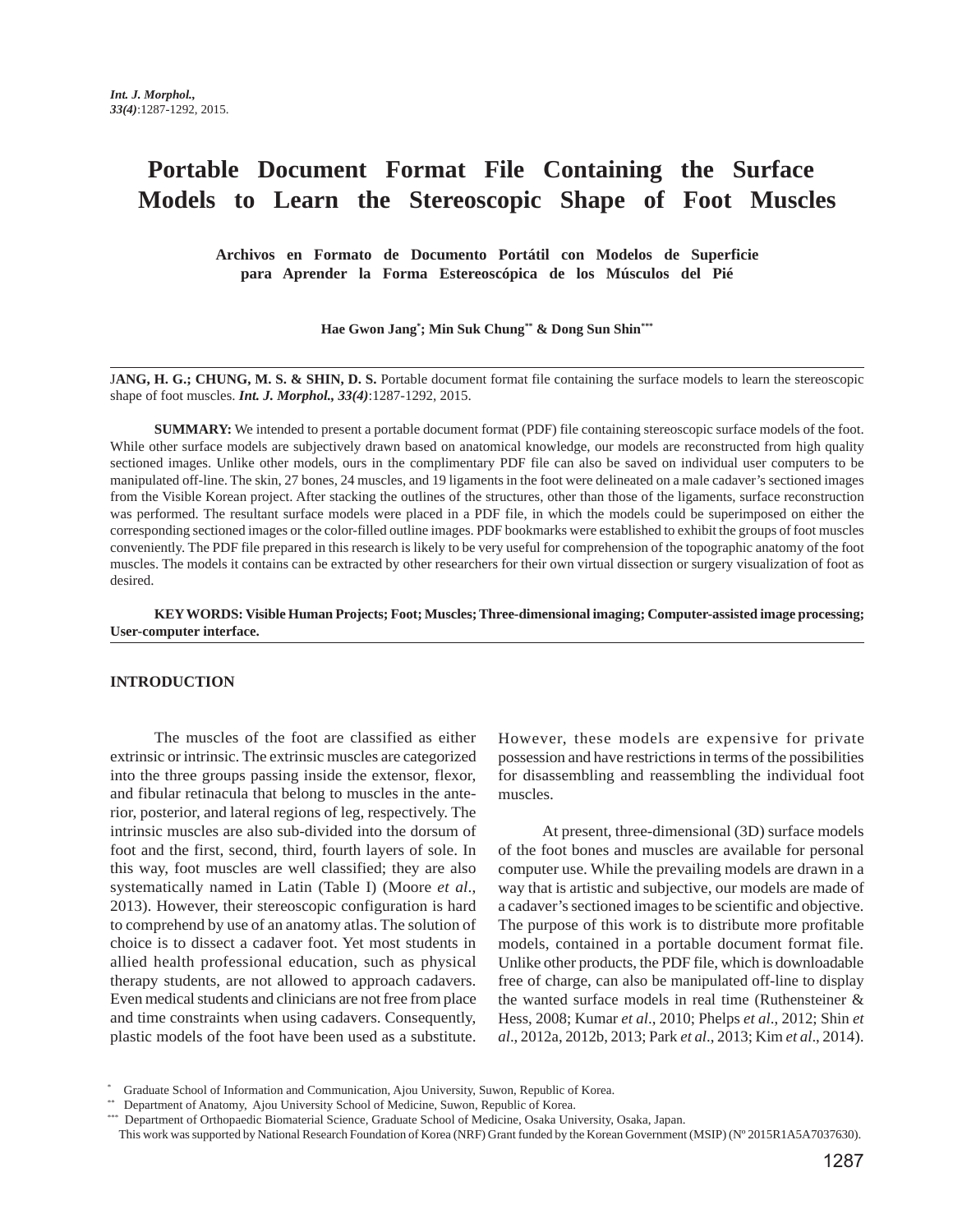# Portable Document Format File Containing the Surface Models to Learn the Stereoscopic Shape of Foot Muscles

## Archivos en Formato de Documento Portátil con Modelos de Superficie para Aprender la Forma Estereoscópica de los Músculos del Pié

**Hae Gwon Jang*; Min Suk Chung** & Dong Sun Shin*****

**JANG, H. G.; CHUNG, M. S. & SHIN, D. S.** Portable document format file containing the surface models to learn the stereoscopic shape of foot muscles. ***Int. J. Morphol., 33(4)***:1287-1292, 2015.

**SUMMARY:** We intended to present a portable document format (PDF) file containing stereoscopic surface models of the foot. While other surface models are subjectively drawn based on anatomical knowledge, our models are reconstructed from high quality sectioned images. Unlike other models, ours in the complimentary PDF file can also be saved on individual user computers to be manipulated off-line. The skin, 27 bones, 24 muscles, and 19 ligaments in the foot were delineated on a male cadaver's sectioned images from the Visible Korean project. After stacking the outlines of the structures, other than those of the ligaments, surface reconstruction was performed. The resultant surface models were placed in a PDF file, in which the models could be superimposed on either the corresponding sectioned images or the color-filled outline images. PDF bookmarks were established to exhibit the groups of foot muscles conveniently. The PDF file prepared in this research is likely to be very useful for comprehension of the topographic anatomy of the foot muscles. The models it contains can be extracted by other researchers for their own virtual dissection or surgery visualization of foot as desired.

**KEY WORDS: Visible Human Projects; Foot; Muscles; Three-dimensional imaging; Computer-assisted image processing; User-computer interface.**

## INTRODUCTION

The muscles of the foot are classified as either extrinsic or intrinsic. The extrinsic muscles are categorized into the three groups passing inside the extensor, flexor, and fibular retinacula that belong to muscles in the anterior, posterior, and lateral regions of leg, respectively. The intrinsic muscles are also sub-divided into the dorsum of foot and the first, second, third, fourth layers of sole. In this way, foot muscles are well classified; they are also systematically named in Latin (Table I) (Moore *et al*., 2013). However, their stereoscopic configuration is hard to comprehend by use of an anatomy atlas. The solution of choice is to dissect a cadaver foot. Yet most students in allied health professional education, such as physical therapy students, are not allowed to approach cadavers. Even medical students and clinicians are not free from place and time constraints when using cadavers. Consequently, plastic models of the foot have been used as a substitute. However, these models are expensive for private possession and have restrictions in terms of the possibilities for disassembling and reassembling the individual foot muscles.

At present, three-dimensional (3D) surface models of the foot bones and muscles are available for personal computer use. While the prevailing models are drawn in a way that is artistic and subjective, our models are made of a cadaver's sectioned images to be scientific and objective. The purpose of this work is to distribute more profitable models, contained in a portable document format file. Unlike other products, the PDF file, which is downloadable free of charge, can also be manipulated off-line to display the wanted surface models in real time (Ruthensteiner & Hess, 2008; Kumar *et al*., 2010; Phelps *et al*., 2012; Shin *et al*., 2012a, 2012b, 2013; Park *et al*., 2013; Kim *et al*., 2014).

\* Graduate School of Information and Communication, Ajou University, Suwon, Republic of Korea.
\** Department of Anatomy, Ajou University School of Medicine, Suwon, Republic of Korea.
\*** Department of Orthopaedic Biomaterial Science, Graduate School of Medicine, Osaka University, Osaka, Japan.
This work was supported by National Research Foundation of Korea (NRF) Grant funded by the Korean Government (MSIP) (Nº 2015R1A5A7037630).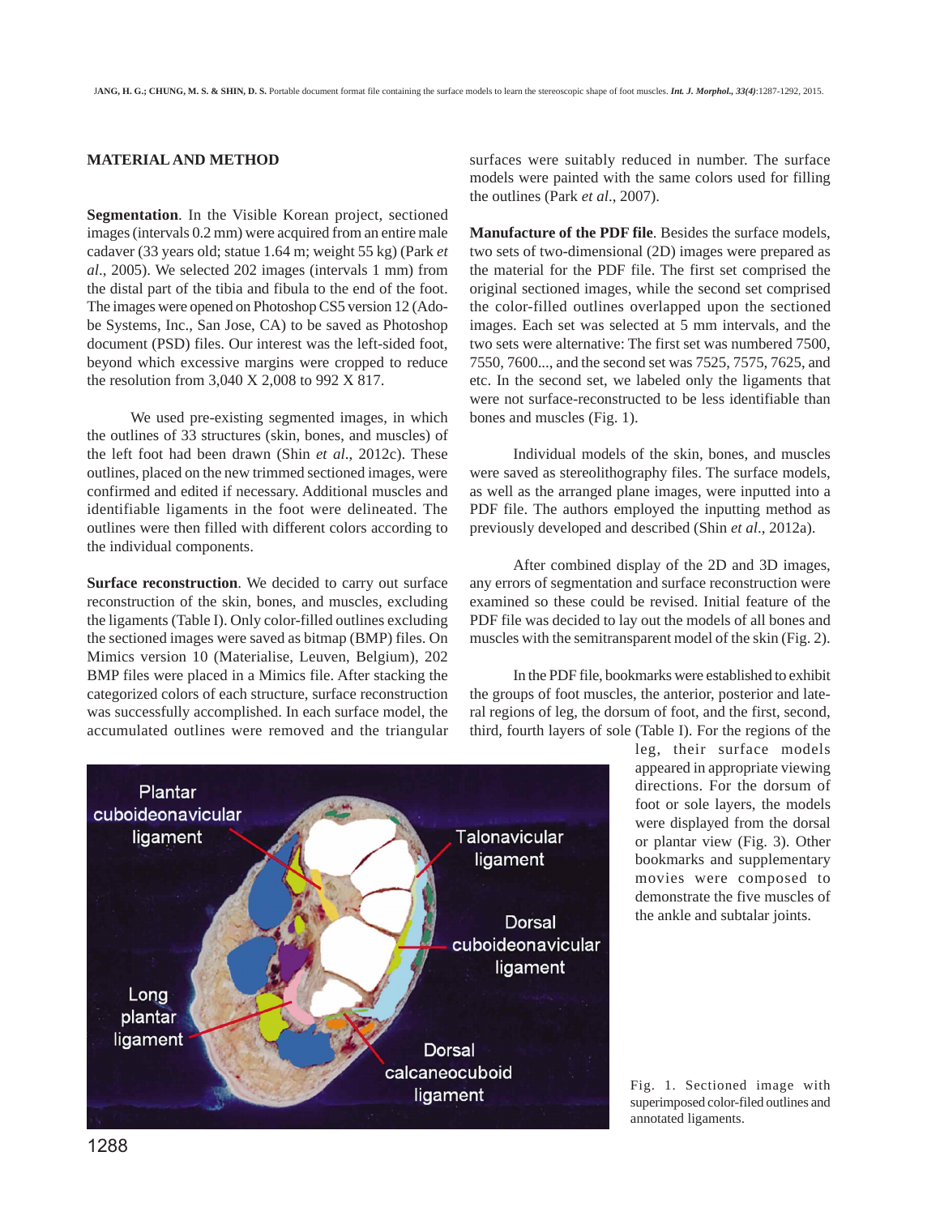## MATERIAL AND METHOD

**Segmentation**. In the Visible Korean project, sectioned images (intervals 0.2 mm) were acquired from an entire male cadaver (33 years old; statue 1.64 m; weight 55 kg) (Park *et al*., 2005). We selected 202 images (intervals 1 mm) from the distal part of the tibia and fibula to the end of the foot. The images were opened on Photoshop CS5 version 12 (Adobe Systems, Inc., San Jose, CA) to be saved as Photoshop document (PSD) files. Our interest was the left-sided foot, beyond which excessive margins were cropped to reduce the resolution from 3,040 X 2,008 to 992 X 817.

We used pre-existing segmented images, in which the outlines of 33 structures (skin, bones, and muscles) of the left foot had been drawn (Shin *et al*., 2012c). These outlines, placed on the new trimmed sectioned images, were confirmed and edited if necessary. Additional muscles and identifiable ligaments in the foot were delineated. The outlines were then filled with different colors according to the individual components.

**Surface reconstruction**. We decided to carry out surface reconstruction of the skin, bones, and muscles, excluding the ligaments (Table I). Only color-filled outlines excluding the sectioned images were saved as bitmap (BMP) files. On Mimics version 10 (Materialise, Leuven, Belgium), 202 BMP files were placed in a Mimics file. After stacking the categorized colors of each structure, surface reconstruction was successfully accomplished. In each surface model, the accumulated outlines were removed and the triangular surfaces were suitably reduced in number. The surface models were painted with the same colors used for filling the outlines (Park *et al*., 2007).

**Manufacture of the PDF file**. Besides the surface models, two sets of two-dimensional (2D) images were prepared as the material for the PDF file. The first set comprised the original sectioned images, while the second set comprised the color-filled outlines overlapped upon the sectioned images. Each set was selected at 5 mm intervals, and the two sets were alternative: The first set was numbered 7500, 7550, 7600..., and the second set was 7525, 7575, 7625, and etc. In the second set, we labeled only the ligaments that were not surface-reconstructed to be less identifiable than bones and muscles (Fig. 1).

Individual models of the skin, bones, and muscles were saved as stereolithography files. The surface models, as well as the arranged plane images, were inputted into a PDF file. The authors employed the inputting method as previously developed and described (Shin *et al*., 2012a).

After combined display of the 2D and 3D images, any errors of segmentation and surface reconstruction were examined so these could be revised. Initial feature of the PDF file was decided to lay out the models of all bones and muscles with the semitransparent model of the skin (Fig. 2).

In the PDF file, bookmarks were established to exhibit the groups of foot muscles, the anterior, posterior and lateral regions of leg, the dorsum of foot, and the first, second, third, fourth layers of sole (Table I). For the regions of the leg, their surface models appeared in appropriate viewing directions. For the dorsum of foot or sole layers, the models were displayed from the dorsal or plantar view (Fig. 3). Other bookmarks and supplementary movies were composed to demonstrate the five muscles of the ankle and subtalar joints.

Plantar cuboideonavicular ligament

Talonavicular ligament

Dorsal cuboideonavicular ligament

Long plantar ligament

Dorsal calcaneocuboid ligament

Fig. 1. Sectioned image with superimposed color-filed outlines and annotated ligaments.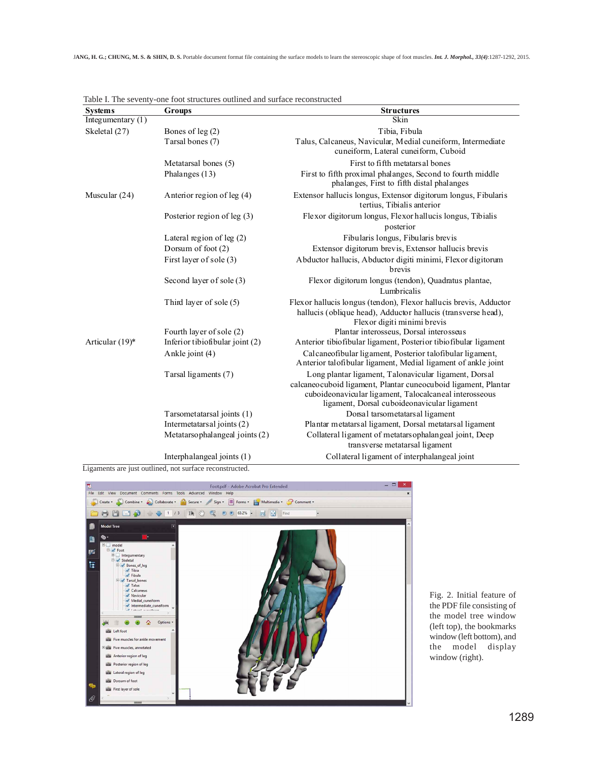Table I. The seventy-one foot structures outlined and surface reconstructed

| Systems | Groups | Structures |
|---|---|---|
| Integumentary (1) | | Skin |
| Skeletal (27) | Bones of leg (2) | Tibia, Fibula |
| | Tarsal bones (7) | Talus, Calcaneus, Navicular, Medial cuneiform, Intermediate cuneiform, Lateral cuneiform, Cuboid |
| | Metatarsal bones (5) | First to fifth metatarsal bones |
| | Phalanges (13) | First to fifth proximal phalanges, Second to fourth middle phalanges, First to fifth distal phalanges |
| Muscular (24) | Anterior region of leg (4) | Extensor hallucis longus, Extensor digitorum longus, Fibularis tertius, Tibialis anterior |
| | Posterior region of leg (3) | Flexor digitorum longus, Flexor hallucis longus, Tibialis posterior |
| | Lateral region of leg (2) | Fibularis longus, Fibularis brevis |
| | Dorsum of foot (2) | Extensor digitorum brevis, Extensor hallucis brevis |
| | First layer of sole (3) | Abductor hallucis, Abductor digiti minimi, Flexor digitorum brevis |
| | Second layer of sole (3) | Flexor digitorum longus (tendon), Quadratus plantae, Lumbricalis |
| | Third layer of sole (5) | Flexor hallucis longus (tendon), Flexor hallucis brevis, Adductor hallucis (oblique head), Adductor hallucis (transverse head), Flexor digiti minimi brevis |
| | Fourth layer of sole (2) | Plantar interosseus, Dorsal interosseus |
| Articular (19)* | Inferior tibiofibular joint (2) | Anterior tibiofibular ligament, Posterior tibiofibular ligament |
| | Ankle joint (4) | Calcaneofibular ligament, Posterior talofibular ligament, Anterior talofibular ligament, Medial ligament of ankle joint |
| | Tarsal ligaments (7) | Long plantar ligament, Talonavicular ligament, Dorsal calcaneocuboid ligament, Plantar cuneocuboid ligament, Plantar cuboideonavicular ligament, Talocalcaneal interosseous ligament, Dorsal cuboideonavicular ligament |
| | Tarsometatarsal joints (1) | Dorsal tarsometatarsal ligament |
| | Intermetatarsal joints (2) | Plantar metatarsal ligament, Dorsal metatarsal ligament |
| | Metatarsophalangeal joints (2) | Collateral ligament of metatarsophalangeal joint, Deep transverse metatarsal ligament |
| | Interphalangeal joints (1) | Collateral ligament of interphalangeal joint |

Ligaments are just outlined, not surface reconstructed.

Fig. 2. Initial feature of the PDF file consisting of the model tree window (left top), the bookmarks window (left bottom), and the model display window (right).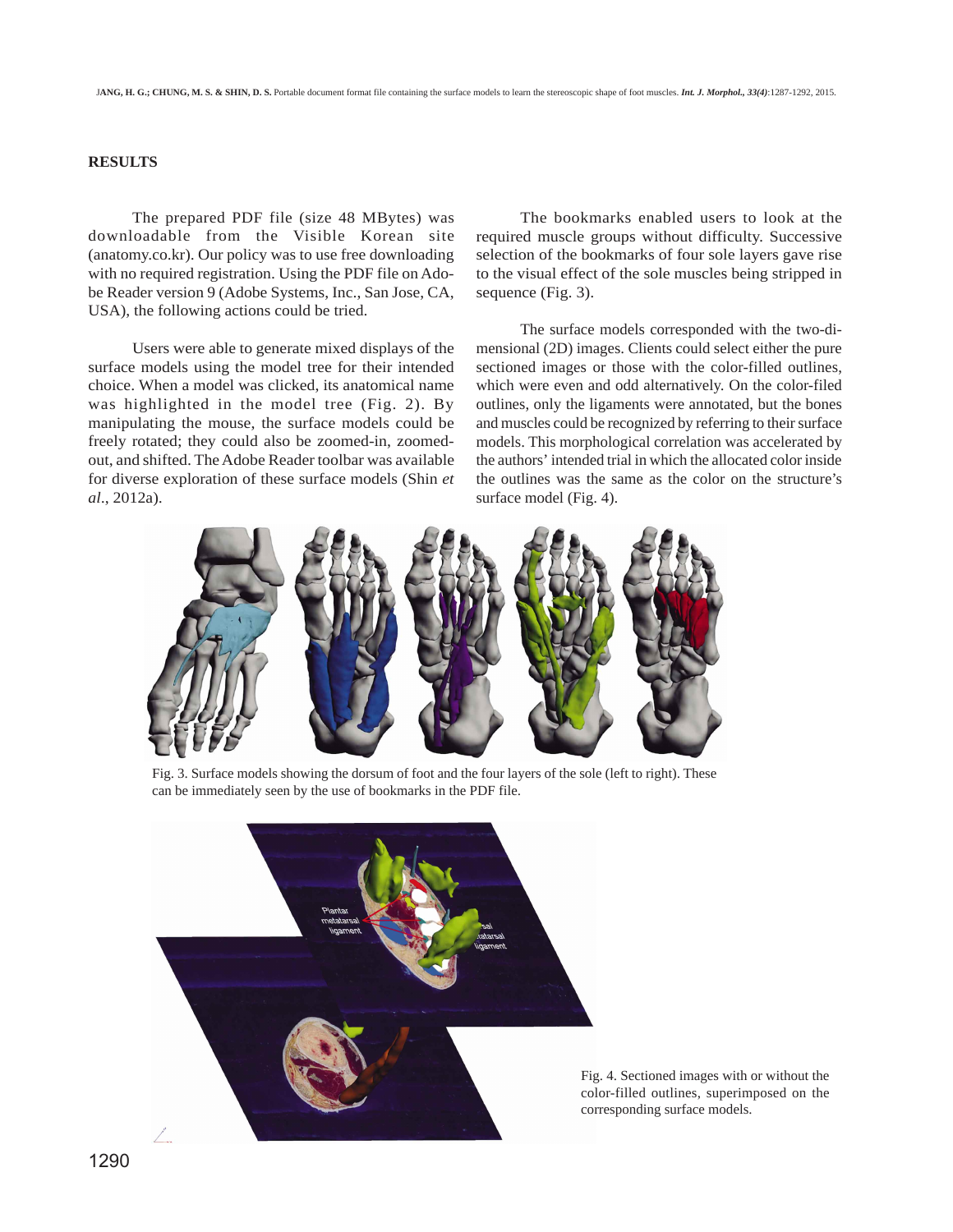## RESULTS

The prepared PDF file (size 48 MBytes) was downloadable from the Visible Korean site (anatomy.co.kr). Our policy was to use free downloading with no required registration. Using the PDF file on Adobe Reader version 9 (Adobe Systems, Inc., San Jose, CA, USA), the following actions could be tried.

Users were able to generate mixed displays of the surface models using the model tree for their intended choice. When a model was clicked, its anatomical name was highlighted in the model tree (Fig. 2). By manipulating the mouse, the surface models could be freely rotated; they could also be zoomed-in, zoomed-out, and shifted. The Adobe Reader toolbar was available for diverse exploration of these surface models (Shin *et al*., 2012a).

The bookmarks enabled users to look at the required muscle groups without difficulty. Successive selection of the bookmarks of four sole layers gave rise to the visual effect of the sole muscles being stripped in sequence (Fig. 3).

The surface models corresponded with the two-dimensional (2D) images. Clients could select either the pure sectioned images or those with the color-filled outlines, which were even and odd alternatively. On the color-filed outlines, only the ligaments were annotated, but the bones and muscles could be recognized by referring to their surface models. This morphological correlation was accelerated by the authors' intended trial in which the allocated color inside the outlines was the same as the color on the structure's surface model (Fig. 4).

Fig. 3. Surface models showing the dorsum of foot and the four layers of the sole (left to right). These can be immediately seen by the use of bookmarks in the PDF file.

Fig. 4. Sectioned images with or without the color-filled outlines, superimposed on the corresponding surface models.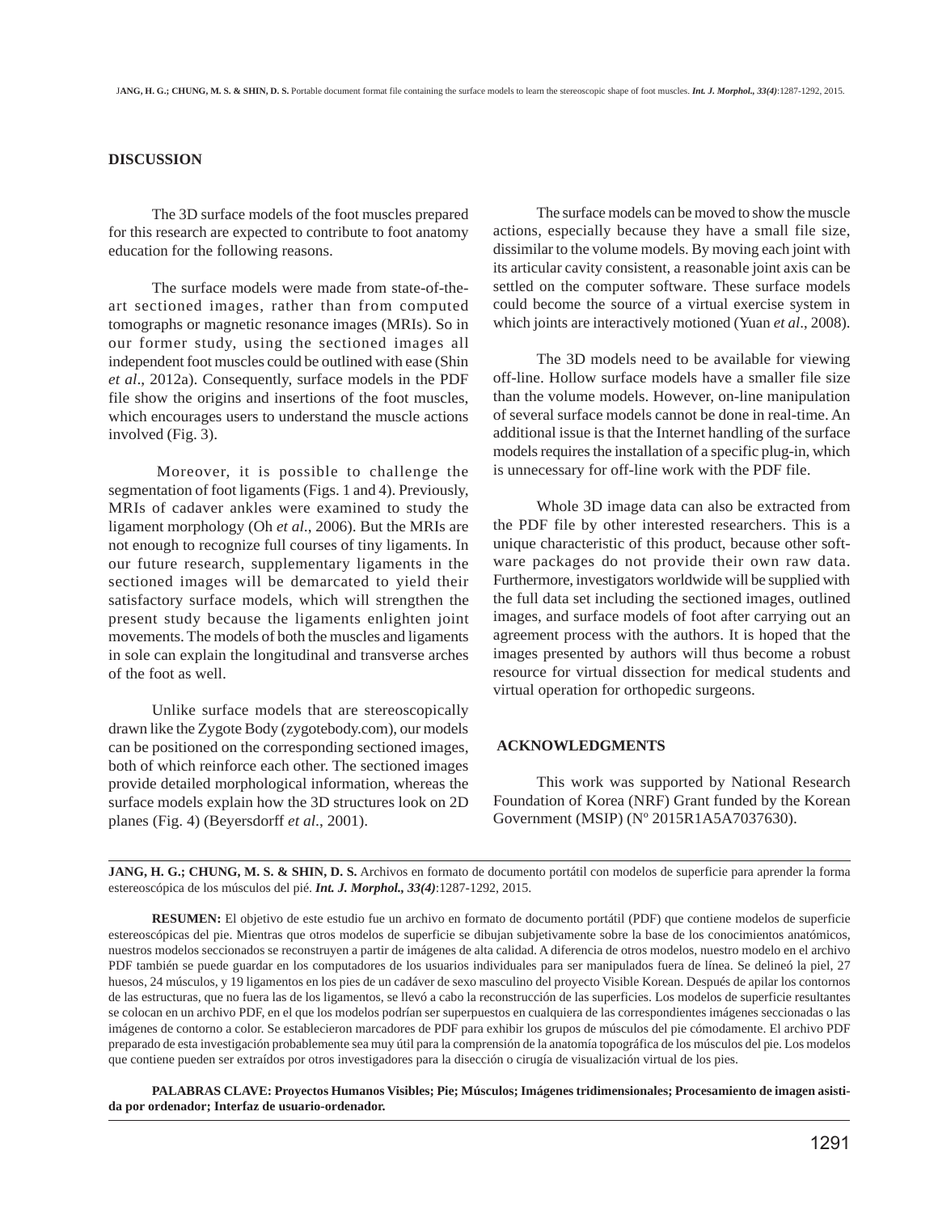## DISCUSSION

The 3D surface models of the foot muscles prepared for this research are expected to contribute to foot anatomy education for the following reasons.

The surface models were made from state-of-the-art sectioned images, rather than from computed tomographs or magnetic resonance images (MRIs). So in our former study, using the sectioned images all independent foot muscles could be outlined with ease (Shin *et al*., 2012a). Consequently, surface models in the PDF file show the origins and insertions of the foot muscles, which encourages users to understand the muscle actions involved (Fig. 3).

Moreover, it is possible to challenge the segmentation of foot ligaments (Figs. 1 and 4). Previously, MRIs of cadaver ankles were examined to study the ligament morphology (Oh *et al*., 2006). But the MRIs are not enough to recognize full courses of tiny ligaments. In our future research, supplementary ligaments in the sectioned images will be demarcated to yield their satisfactory surface models, which will strengthen the present study because the ligaments enlighten joint movements. The models of both the muscles and ligaments in sole can explain the longitudinal and transverse arches of the foot as well.

Unlike surface models that are stereoscopically drawn like the Zygote Body (zygotebody.com), our models can be positioned on the corresponding sectioned images, both of which reinforce each other. The sectioned images provide detailed morphological information, whereas the surface models explain how the 3D structures look on 2D planes (Fig. 4) (Beyersdorff *et al*., 2001).

The surface models can be moved to show the muscle actions, especially because they have a small file size, dissimilar to the volume models. By moving each joint with its articular cavity consistent, a reasonable joint axis can be settled on the computer software. These surface models could become the source of a virtual exercise system in which joints are interactively motioned (Yuan *et al*., 2008).

The 3D models need to be available for viewing off-line. Hollow surface models have a smaller file size than the volume models. However, on-line manipulation of several surface models cannot be done in real-time. An additional issue is that the Internet handling of the surface models requires the installation of a specific plug-in, which is unnecessary for off-line work with the PDF file.

Whole 3D image data can also be extracted from the PDF file by other interested researchers. This is a unique characteristic of this product, because other software packages do not provide their own raw data. Furthermore, investigators worldwide will be supplied with the full data set including the sectioned images, outlined images, and surface models of foot after carrying out an agreement process with the authors. It is hoped that the images presented by authors will thus become a robust resource for virtual dissection for medical students and virtual operation for orthopedic surgeons.

## ACKNOWLEDGMENTS

This work was supported by National Research Foundation of Korea (NRF) Grant funded by the Korean Government (MSIP) (Nº 2015R1A5A7037630).

---

**JANG, H. G.; CHUNG, M. S. & SHIN, D. S.** Archivos en formato de documento portátil con modelos de superficie para aprender la forma estereoscópica de los músculos del pié. ***Int. J. Morphol., 33(4)***:1287-1292, 2015.

**RESUMEN:** El objetivo de este estudio fue un archivo en formato de documento portátil (PDF) que contiene modelos de superficie estereoscópicas del pie. Mientras que otros modelos de superficie se dibujan subjetivamente sobre la base de los conocimientos anatómicos, nuestros modelos seccionados se reconstruyen a partir de imágenes de alta calidad. A diferencia de otros modelos, nuestro modelo en el archivo PDF también se puede guardar en los computadores de los usuarios individuales para ser manipulados fuera de línea. Se delineó la piel, 27 huesos, 24 músculos, y 19 ligamentos en los pies de un cadáver de sexo masculino del proyecto Visible Korean. Después de apilar los contornos de las estructuras, que no fuera las de los ligamentos, se llevó a cabo la reconstrucción de las superficies. Los modelos de superficie resultantes se colocan en un archivo PDF, en el que los modelos podrían ser superpuestos en cualquiera de las correspondientes imágenes seccionadas o las imágenes de contorno a color. Se establecieron marcadores de PDF para exhibir los grupos de músculos del pie cómodamente. El archivo PDF preparado de esta investigación probablemente sea muy útil para la comprensión de la anatomía topográfica de los músculos del pie. Los modelos que contiene pueden ser extraídos por otros investigadores para la disección o cirugía de visualización virtual de los pies.

**PALABRAS CLAVE: Proyectos Humanos Visibles; Pie; Músculos; Imágenes tridimensionales; Procesamiento de imagen asistida por ordenador; Interfaz de usuario-ordenador.**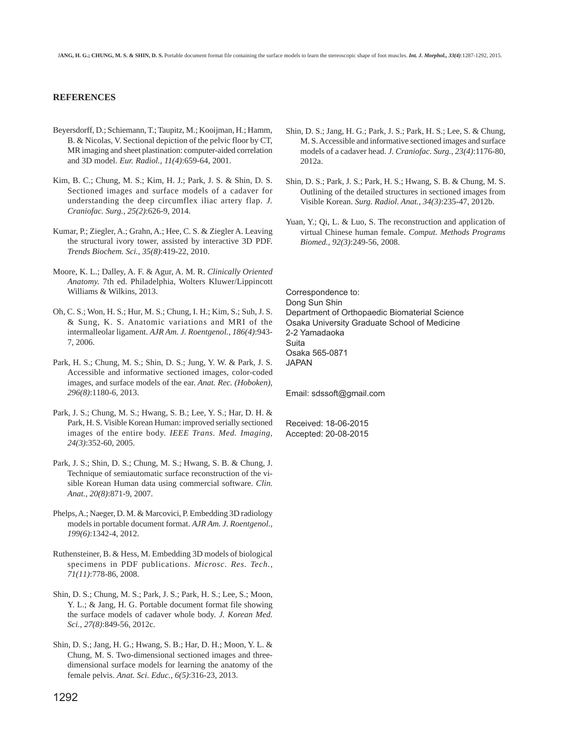## REFERENCES

Beyersdorff, D.; Schiemann, T.; Taupitz, M.; Kooijman, H.; Hamm, B. & Nicolas, V. Sectional depiction of the pelvic floor by CT, MR imaging and sheet plastination: computer-aided correlation and 3D model. *Eur. Radiol., 11(4)*:659-64, 2001.

Kim, B. C.; Chung, M. S.; Kim, H. J.; Park, J. S. & Shin, D. S. Sectioned images and surface models of a cadaver for understanding the deep circumflex iliac artery flap. *J. Craniofac. Surg., 25(2)*:626-9, 2014.

Kumar, P.; Ziegler, A.; Grahn, A.; Hee, C. S. & Ziegler A. Leaving the structural ivory tower, assisted by interactive 3D PDF. *Trends Biochem. Sci., 35(8)*:419-22, 2010.

Moore, K. L.; Dalley, A. F. & Agur, A. M. R. *Clinically Oriented Anatomy.* 7th ed. Philadelphia, Wolters Kluwer/Lippincott Williams & Wilkins, 2013.

Oh, C. S.; Won, H. S.; Hur, M. S.; Chung, I. H.; Kim, S.; Suh, J. S. & Sung, K. S. Anatomic variations and MRI of the intermalleolar ligament. *AJR Am. J. Roentgenol., 186(4)*:943-7, 2006.

Park, H. S.; Chung, M. S.; Shin, D. S.; Jung, Y. W. & Park, J. S. Accessible and informative sectioned images, color-coded images, and surface models of the ear. *Anat. Rec. (Hoboken), 296(8)*:1180-6, 2013.

Park, J. S.; Chung, M. S.; Hwang, S. B.; Lee, Y. S.; Har, D. H. & Park, H. S. Visible Korean Human: improved serially sectioned images of the entire body. *IEEE Trans. Med. Imaging, 24(3)*:352-60, 2005.

Park, J. S.; Shin, D. S.; Chung, M. S.; Hwang, S. B. & Chung, J. Technique of semiautomatic surface reconstruction of the visible Korean Human data using commercial software. *Clin. Anat., 20(8)*:871-9, 2007.

Phelps, A.; Naeger, D. M. & Marcovici, P. Embedding 3D radiology models in portable document format. *AJR Am. J. Roentgenol., 199(6)*:1342-4, 2012.

Ruthensteiner, B. & Hess, M. Embedding 3D models of biological specimens in PDF publications. *Microsc. Res. Tech., 71(11)*:778-86, 2008.

Shin, D. S.; Chung, M. S.; Park, J. S.; Park, H. S.; Lee, S.; Moon, Y. L.; & Jang, H. G. Portable document format file showing the surface models of cadaver whole body. *J. Korean Med. Sci., 27(8)*:849-56, 2012c.

Shin, D. S.; Jang, H. G.; Hwang, S. B.; Har, D. H.; Moon, Y. L. & Chung, M. S. Two-dimensional sectioned images and three-dimensional surface models for learning the anatomy of the female pelvis. *Anat. Sci. Educ., 6(5)*:316-23, 2013.

Shin, D. S.; Jang, H. G.; Park, J. S.; Park, H. S.; Lee, S. & Chung, M. S. Accessible and informative sectioned images and surface models of a cadaver head. *J. Craniofac. Surg., 23(4)*:1176-80, 2012a.

Shin, D. S.; Park, J. S.; Park, H. S.; Hwang, S. B. & Chung, M. S. Outlining of the detailed structures in sectioned images from Visible Korean. *Surg. Radiol. Anat., 34(3)*:235-47, 2012b.

Yuan, Y.; Qi, L. & Luo, S. The reconstruction and application of virtual Chinese human female. *Comput. Methods Programs Biomed., 92(3)*:249-56, 2008.

Correspondence to:
Dong Sun Shin
Department of Orthopaedic Biomaterial Science
Osaka University Graduate School of Medicine
2-2 Yamadaoka
Suita
Osaka 565-0871
JAPAN

Email: sdssoft@gmail.com

Received: 18-06-2015
Accepted: 20-08-2015